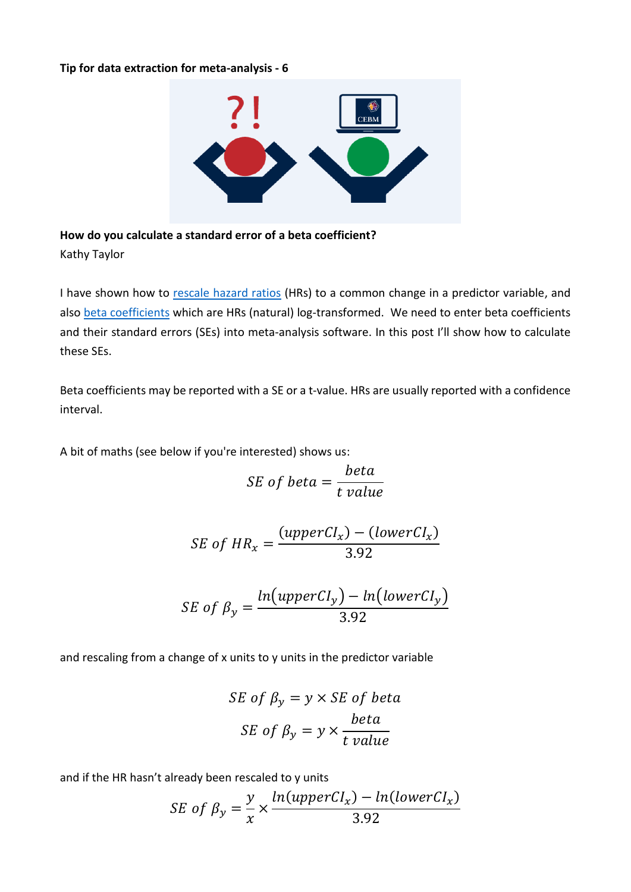**Tip for data extraction for meta-analysis - 6**

**How do you calculate a standard error of a beta coefficient?**

Kathy Taylor

I have shown how to rescale hazard ratios (HRs) to a common change in a predictor variable, and also beta coefficients which are HRs (natural) log-transformed. We need to enter beta coefficients and their standard errors (SEs) into meta-analysis software. In this post I'll show how to calculate these SEs.

Beta coefficients may be reported with a SE or a t-value. HRs are usually reported with a confidence interval.

A bit of maths (see below if you're interested) shows us:

$$SE\ of\ beta = \frac{beta}{t\ value}$$

$$SE\ of\ HR_x = \frac{(upperCI_x) - (lowerCI_x)}{3.92}$$

$$SE\ of\ \beta_y = \frac{ln(upperCI_y) - ln(lowerCI_y)}{3.92}$$

and rescaling from a change of x units to y units in the predictor variable

$$SE\ of\ \beta_y = y \times SE\ of\ beta$$

$$SE\ of\ \beta_y = y \times \frac{beta}{t\ value}$$

and if the HR hasn't already been rescaled to y units

$$SE\ of\ \beta_y = \frac{y}{x} \times \frac{ln(upperCI_x) - ln(lowerCI_x)}{3.92}$$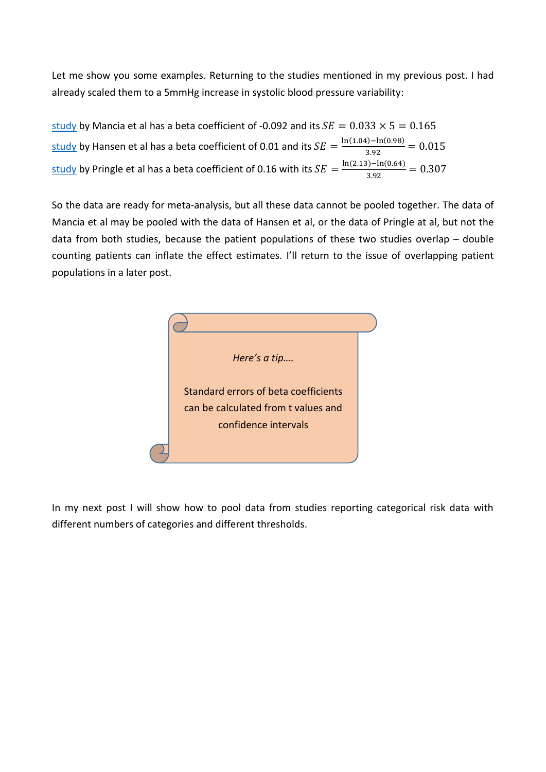Let me show you some examples. Returning to the studies mentioned in my previous post. I had already scaled them to a 5mmHg increase in systolic blood pressure variability:

study by Mancia et al has a beta coefficient of -0.092 and its $SE = 0.033 \times 5 = 0.165$

study by Hansen et al has a beta coefficient of 0.01 and its $SE = \frac{\ln(1.04) - \ln(0.98)}{3.92} = 0.015$

study by Pringle et al has a beta coefficient of 0.16 with its $SE = \frac{\ln(2.13) - \ln(0.64)}{3.92} = 0.307$

So the data are ready for meta-analysis, but all these data cannot be pooled together. The data of Mancia et al may be pooled with the data of Hansen et al, or the data of Pringle at al, but not the data from both studies, because the patient populations of these two studies overlap – double counting patients can inflate the effect estimates. I'll return to the issue of overlapping patient populations in a later post.

*Here's a tip….*

Standard errors of beta coefficients can be calculated from t values and confidence intervals

In my next post I will show how to pool data from studies reporting categorical risk data with different numbers of categories and different thresholds.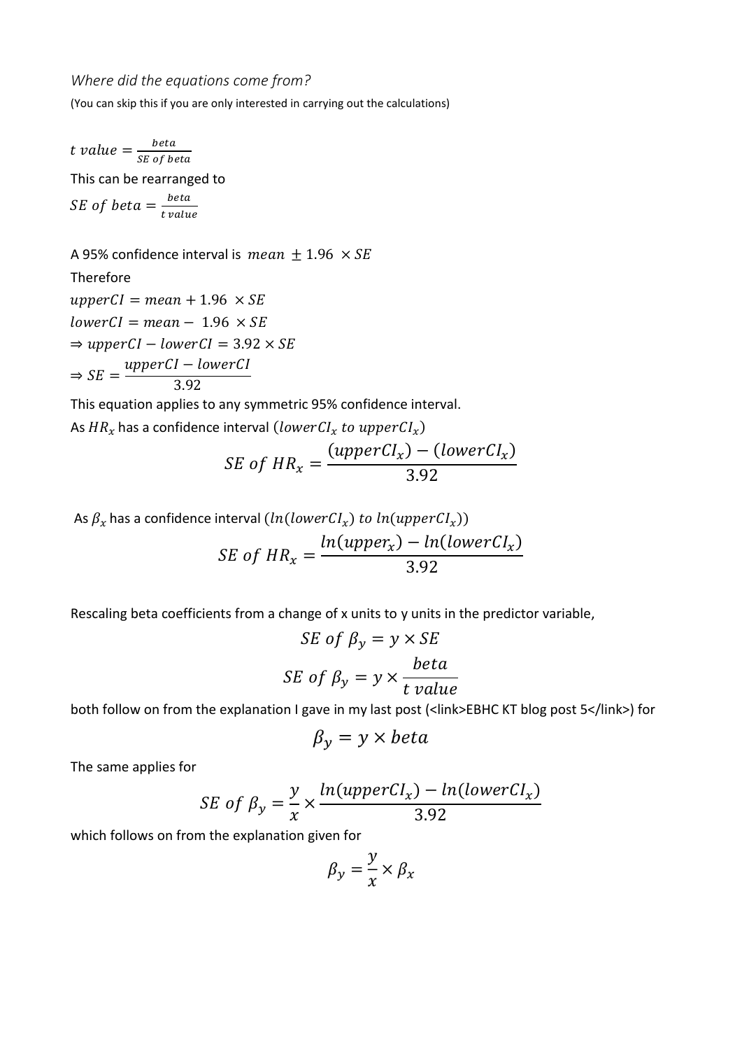*Where did the equations come from?*

(You can skip this if you are only interested in carrying out the calculations)

$t\ value = \frac{beta}{SE\ of\ beta}$

This can be rearranged to

$SE\ of\ beta = \frac{beta}{t\ value}$

A 95% confidence interval is $mean \pm 1.96 \times SE$

Therefore

$upperCI = mean + 1.96 \times SE$

$lowerCI = mean - 1.96 \times SE$

$\Rightarrow upperCI - lowerCI = 3.92 \times SE$

$\Rightarrow SE = \frac{upperCI - lowerCI}{3.92}$

This equation applies to any symmetric 95% confidence interval.

As $HR_x$ has a confidence interval $(lowerCI_x\ to\ upperCI_x)$

$$SE\ of\ HR_x = \frac{(upperCI_x) - (lowerCI_x)}{3.92}$$

As $\beta_x$ has a confidence interval $(ln(lowerCI_x)\ to\ ln(upperCI_x))$

$$SE\ of\ HR_x = \frac{ln(upper_x) - ln(lowerCI_x)}{3.92}$$

Rescaling beta coefficients from a change of x units to y units in the predictor variable,

$$SE\ of\ \beta_y = y \times SE$$

$$SE\ of\ \beta_y = y \times \frac{beta}{t\ value}$$

both follow on from the explanation I gave in my last post (<link>EBHC KT blog post 5</link>) for

$$\beta_y = y \times beta$$

The same applies for

$$SE\ of\ \beta_y = \frac{y}{x} \times \frac{ln(upperCI_x) - ln(lowerCI_x)}{3.92}$$

which follows on from the explanation given for

$$\beta_y = \frac{y}{x} \times \beta_x$$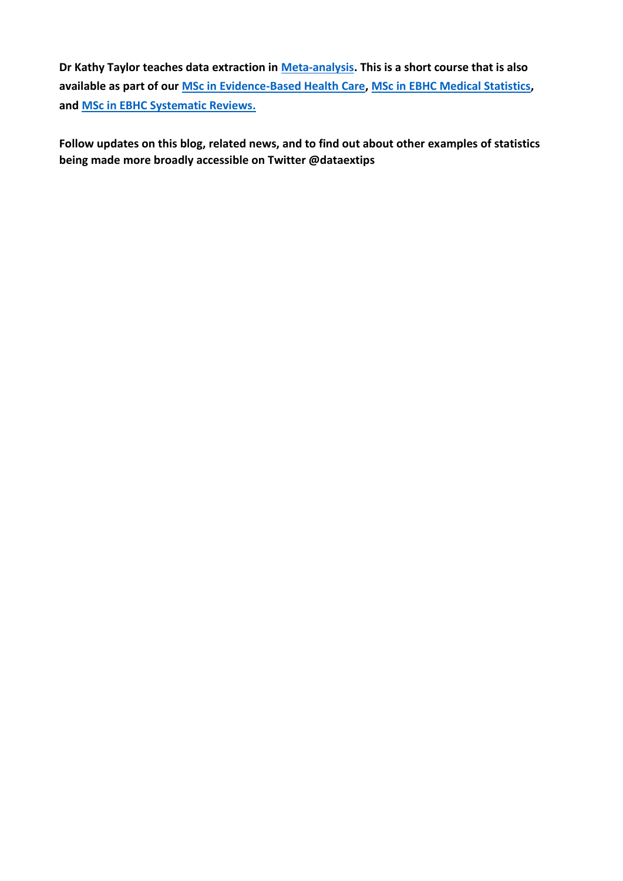**Dr Kathy Taylor teaches data extraction in Meta-analysis. This is a short course that is also available as part of our MSc in Evidence-Based Health Care, MSc in EBHC Medical Statistics, and MSc in EBHC Systematic Reviews.**

**Follow updates on this blog, related news, and to find out about other examples of statistics being made more broadly accessible on Twitter @dataextips**